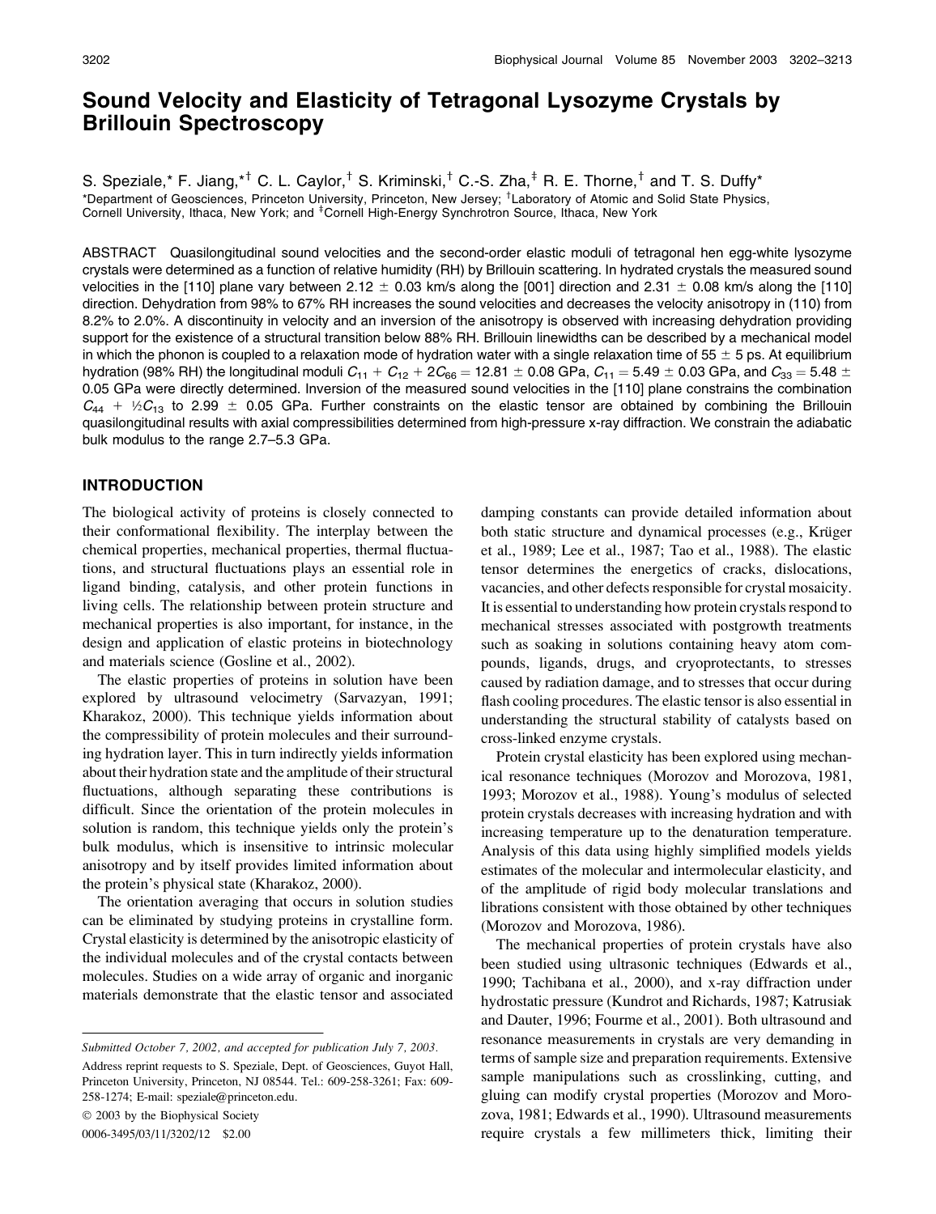# Sound Velocity and Elasticity of Tetragonal Lysozyme Crystals by Brillouin Spectroscopy

S. Speziale,* F. Jiang,*[†] C. L. Caylor,[†] S. Kriminski,[†] C.-S. Zha,[‡] R. E. Thorne,[†] and T. S. Duffy*

*Department of Geosciences, Princeton University, Princeton, New Jersey; [†]Laboratory of Atomic and Solid State Physics, Cornell University, Ithaca, New York; and [‡]Cornell High-Energy Synchrotron Source, Ithaca, New York

ABSTRACT Quasilongitudinal sound velocities and the second-order elastic moduli of tetragonal hen egg-white lysozyme crystals were determined as a function of relative humidity (RH) by Brillouin scattering. In hydrated crystals the measured sound velocities in the [110] plane vary between 2.12 ± 0.03 km/s along the [001] direction and 2.31 ± 0.08 km/s along the [110] direction. Dehydration from 98% to 67% RH increases the sound velocities and decreases the velocity anisotropy in (110) from 8.2% to 2.0%. A discontinuity in velocity and an inversion of the anisotropy is observed with increasing dehydration providing support for the existence of a structural transition below 88% RH. Brillouin linewidths can be described by a mechanical model in which the phonon is coupled to a relaxation mode of hydration water with a single relaxation time of 55 ± 5 ps. At equilibrium hydration (98% RH) the longitudinal moduli $C_{11} + C_{12} + 2C_{66} = 12.81 \pm 0.08$ GPa, $C_{11} = 5.49 \pm 0.03$ GPa, and $C_{33} = 5.48 \pm 0.05$ GPa were directly determined. Inversion of the measured sound velocities in the [110] plane constrains the combination $C_{44} + ½C_{13}$ to 2.99 ± 0.05 GPa. Further constraints on the elastic tensor are obtained by combining the Brillouin quasilongitudinal results with axial compressibilities determined from high-pressure x-ray diffraction. We constrain the adiabatic bulk modulus to the range 2.7–5.3 GPa.

## INTRODUCTION

The biological activity of proteins is closely connected to their conformational flexibility. The interplay between the chemical properties, mechanical properties, thermal fluctuations, and structural fluctuations plays an essential role in ligand binding, catalysis, and other protein functions in living cells. The relationship between protein structure and mechanical properties is also important, for instance, in the design and application of elastic proteins in biotechnology and materials science (Gosline et al., 2002).

The elastic properties of proteins in solution have been explored by ultrasound velocimetry (Sarvazyan, 1991; Kharakoz, 2000). This technique yields information about the compressibility of protein molecules and their surrounding hydration layer. This in turn indirectly yields information about their hydration state and the amplitude of their structural fluctuations, although separating these contributions is difficult. Since the orientation of the protein molecules in solution is random, this technique yields only the protein's bulk modulus, which is insensitive to intrinsic molecular anisotropy and by itself provides limited information about the protein's physical state (Kharakoz, 2000).

The orientation averaging that occurs in solution studies can be eliminated by studying proteins in crystalline form. Crystal elasticity is determined by the anisotropic elasticity of the individual molecules and of the crystal contacts between molecules. Studies on a wide array of organic and inorganic materials demonstrate that the elastic tensor and associated damping constants can provide detailed information about both static structure and dynamical processes (e.g., Krüger et al., 1989; Lee et al., 1987; Tao et al., 1988). The elastic tensor determines the energetics of cracks, dislocations, vacancies, and other defects responsible for crystal mosaicity. It is essential to understanding how protein crystals respond to mechanical stresses associated with postgrowth treatments such as soaking in solutions containing heavy atom compounds, ligands, drugs, and cryoprotectants, to stresses caused by radiation damage, and to stresses that occur during flash cooling procedures. The elastic tensor is also essential in understanding the structural stability of catalysts based on cross-linked enzyme crystals.

Protein crystal elasticity has been explored using mechanical resonance techniques (Morozov and Morozova, 1981, 1993; Morozov et al., 1988). Young's modulus of selected protein crystals decreases with increasing hydration and with increasing temperature up to the denaturation temperature. Analysis of this data using highly simplified models yields estimates of the molecular and intermolecular elasticity, and of the amplitude of rigid body molecular translations and librations consistent with those obtained by other techniques (Morozov and Morozova, 1986).

The mechanical properties of protein crystals have also been studied using ultrasonic techniques (Edwards et al., 1990; Tachibana et al., 2000), and x-ray diffraction under hydrostatic pressure (Kundrot and Richards, 1987; Katrusiak and Dauter, 1996; Fourme et al., 2001). Both ultrasound and resonance measurements in crystals are very demanding in terms of sample size and preparation requirements. Extensive sample manipulations such as crosslinking, cutting, and gluing can modify crystal properties (Morozov and Morozova, 1981; Edwards et al., 1990). Ultrasound measurements require crystals a few millimeters thick, limiting their

Submitted October 7, 2002, and accepted for publication July 7, 2003.

Address reprint requests to S. Speziale, Dept. of Geosciences, Guyot Hall, Princeton University, Princeton, NJ 08544. Tel.: 609-258-3261; Fax: 609-258-1274; E-mail: speziale@princeton.edu.

© 2003 by the Biophysical Society

0006-3495/03/11/3202/12 $2.00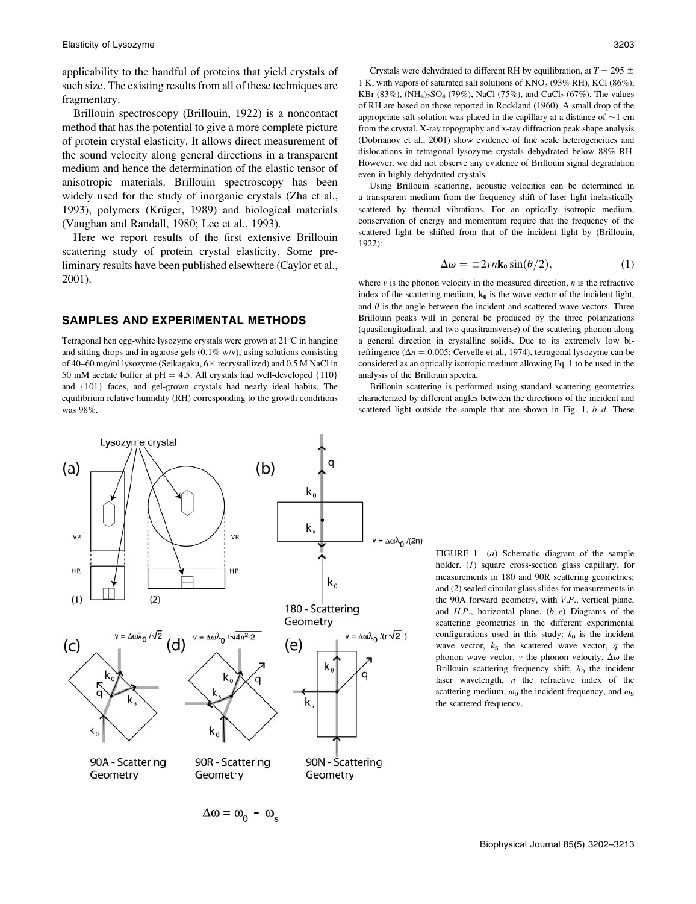applicability to the handful of proteins that yield crystals of such size. The existing results from all of these techniques are fragmentary.

Brillouin spectroscopy (Brillouin, 1922) is a noncontact method that has the potential to give a more complete picture of protein crystal elasticity. It allows direct measurement of the sound velocity along general directions in a transparent medium and hence the determination of the elastic tensor of anisotropic materials. Brillouin spectroscopy has been widely used for the study of inorganic crystals (Zha et al., 1993), polymers (Krüger, 1989) and biological materials (Vaughan and Randall, 1980; Lee et al., 1993).

Here we report results of the first extensive Brillouin scattering study of protein crystal elasticity. Some preliminary results have been published elsewhere (Caylor et al., 2001).

## SAMPLES AND EXPERIMENTAL METHODS

Tetragonal hen egg-white lysozyme crystals were grown at 21°C in hanging and sitting drops and in agarose gels (0.1% w/v), using solutions consisting of 40–60 mg/ml lysozyme (Seikagaku, 6× recrystallized) and 0.5 M NaCl in 50 mM acetate buffer at pH = 4.5. All crystals had well-developed {110} and {101} faces, and gel-grown crystals had nearly ideal habits. The equilibrium relative humidity (RH) corresponding to the growth conditions was 98%.

Crystals were dehydrated to different RH by equilibration, at $T = 295 \pm 1$ K, with vapors of saturated salt solutions of $KNO_3$ (93% RH), KCl (86%), KBr (83%), $(NH_4)_2SO_4$ (79%), NaCl (75%), and $CuCl_2$ (67%). The values of RH are based on those reported in Rockland (1960). A small drop of the appropriate salt solution was placed in the capillary at a distance of ~1 cm from the crystal. X-ray topography and x-ray diffraction peak shape analysis (Dobrianov et al., 2001) show evidence of fine scale heterogeneities and dislocations in tetragonal lysozyme crystals dehydrated below 88% RH. However, we did not observe any evidence of Brillouin signal degradation even in highly dehydrated crystals.

Using Brillouin scattering, acoustic velocities can be determined in a transparent medium from the frequency shift of laser light inelastically scattered by thermal vibrations. For an optically isotropic medium, conservation of energy and momentum require that the frequency of the scattered light be shifted from that of the incident light by (Brillouin, 1922):

$$\Delta\omega = \pm 2vn\mathbf{k_0}\sin(\theta/2), \tag{1}$$

where $v$ is the phonon velocity in the measured direction, $n$ is the refractive index of the scattering medium, $\mathbf{k_0}$ is the wave vector of the incident light, and $\theta$ is the angle between the incident and scattered wave vectors. Three Brillouin peaks will in general be produced by the three polarizations (quasilongitudinal, and two quasitransverse) of the scattering phonon along a general direction in crystalline solids. Due to its extremely low birefringence ($\Delta n = 0.005$; Cervelle et al., 1974), tetragonal lysozyme can be considered as an optically isotropic medium allowing Eq. 1 to be used in the analysis of the Brillouin spectra.

Brillouin scattering is performed using standard scattering geometries characterized by different angles between the directions of the incident and scattered light outside the sample that are shown in Fig. 1, *b–d*. These

FIGURE 1 (*a*) Schematic diagram of the sample holder. (*1*) square cross-section glass capillary, for measurements in 180 and 90R scattering geometries; and (*2*) sealed circular glass slides for measurements in the 90A forward geometry, with *V.P.*, vertical plane, and *H.P.*, horizontal plane. (*b–e*) Diagrams of the scattering geometries in the different experimental configurations used in this study: $k_0$ is the incident wave vector, $k_S$ the scattered wave vector, $q$ the phonon wave vector, $v$ the phonon velocity, $\Delta\omega$ the Brillouin scattering frequency shift, $\lambda_0$ the incident laser wavelength, $n$ the refractive index of the scattering medium, $\omega_0$ the incident frequency, and $\omega_S$ the scattered frequency.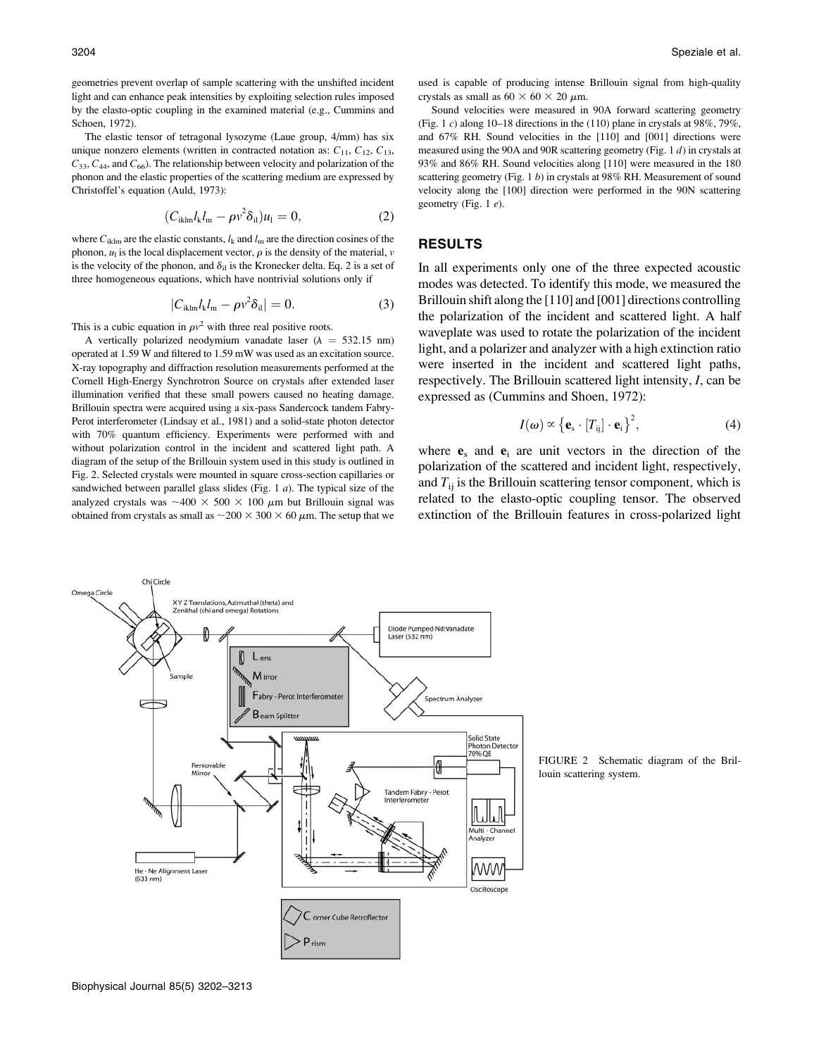geometries prevent overlap of sample scattering with the unshifted incident light and can enhance peak intensities by exploiting selection rules imposed by the elasto-optic coupling in the examined material (e.g., Cummins and Schoen, 1972).

The elastic tensor of tetragonal lysozyme (Laue group, 4/mm) has six unique nonzero elements (written in contracted notation as: $C_{11}$, $C_{12}$, $C_{13}$, $C_{33}$, $C_{44}$, and $C_{66}$). The relationship between velocity and polarization of the phonon and the elastic properties of the scattering medium are expressed by Christoffel's equation (Auld, 1973):

$$(C_{iklm} l_k l_m - \rho v^2 \delta_{il}) u_l = 0, \tag{2}$$

where $C_{iklm}$ are the elastic constants, $l_k$ and $l_m$ are the direction cosines of the phonon, $u_l$ is the local displacement vector, $\rho$ is the density of the material, $v$ is the velocity of the phonon, and $\delta_{il}$ is the Kronecker delta. Eq. 2 is a set of three homogeneous equations, which have nontrivial solutions only if

$$|C_{iklm} l_k l_m - \rho v^2 \delta_{il}| = 0. \tag{3}$$

This is a cubic equation in $\rho v^2$ with three real positive roots.

A vertically polarized neodymium vanadate laser ($\lambda$ = 532.15 nm) operated at 1.59 W and filtered to 1.59 mW was used as an excitation source. X-ray topography and diffraction resolution measurements performed at the Cornell High-Energy Synchrotron Source on crystals after extended laser illumination verified that these small powers caused no heating damage. Brillouin spectra were acquired using a six-pass Sandercock tandem Fabry-Perot interferometer (Lindsay et al., 1981) and a solid-state photon detector with 70% quantum efficiency. Experiments were performed with and without polarization control in the incident and scattered light path. A diagram of the setup of the Brillouin system used in this study is outlined in Fig. 2. Selected crystals were mounted in square cross-section capillaries or sandwiched between parallel glass slides (Fig. 1 *a*). The typical size of the analyzed crystals was ~400 × 500 × 100 $\mu$m but Brillouin signal was obtained from crystals as small as ~200 × 300 × 60 $\mu$m. The setup that we used is capable of producing intense Brillouin signal from high-quality crystals as small as 60 × 60 × 20 $\mu$m.

Sound velocities were measured in 90A forward scattering geometry (Fig. 1 *c*) along 10–18 directions in the (110) plane in crystals at 98%, 79%, and 67% RH. Sound velocities in the [110] and [001] directions were measured using the 90A and 90R scattering geometry (Fig. 1 *d*) in crystals at 93% and 86% RH. Sound velocities along [110] were measured in the 180 scattering geometry (Fig. 1 *b*) in crystals at 98% RH. Measurement of sound velocity along the [100] direction were performed in the 90N scattering geometry (Fig. 1 *e*).

## RESULTS

In all experiments only one of the three expected acoustic modes was detected. To identify this mode, we measured the Brillouin shift along the [110] and [001] directions controlling the polarization of the incident and scattered light. A half waveplate was used to rotate the polarization of the incident light, and a polarizer and analyzer with a high extinction ratio were inserted in the incident and scattered light paths, respectively. The Brillouin scattered light intensity, $I$, can be expressed as (Cummins and Shoen, 1972):

$$I(\omega) \propto \{\mathbf{e}_s \cdot [T_{ij}] \cdot \mathbf{e}_i\}^2, \tag{4}$$

where $\mathbf{e}_s$ and $\mathbf{e}_i$ are unit vectors in the direction of the polarization of the scattered and incident light, respectively, and $T_{ij}$ is the Brillouin scattering tensor component, which is related to the elasto-optic coupling tensor. The observed extinction of the Brillouin features in cross-polarized light

FIGURE 2 Schematic diagram of the Brillouin scattering system.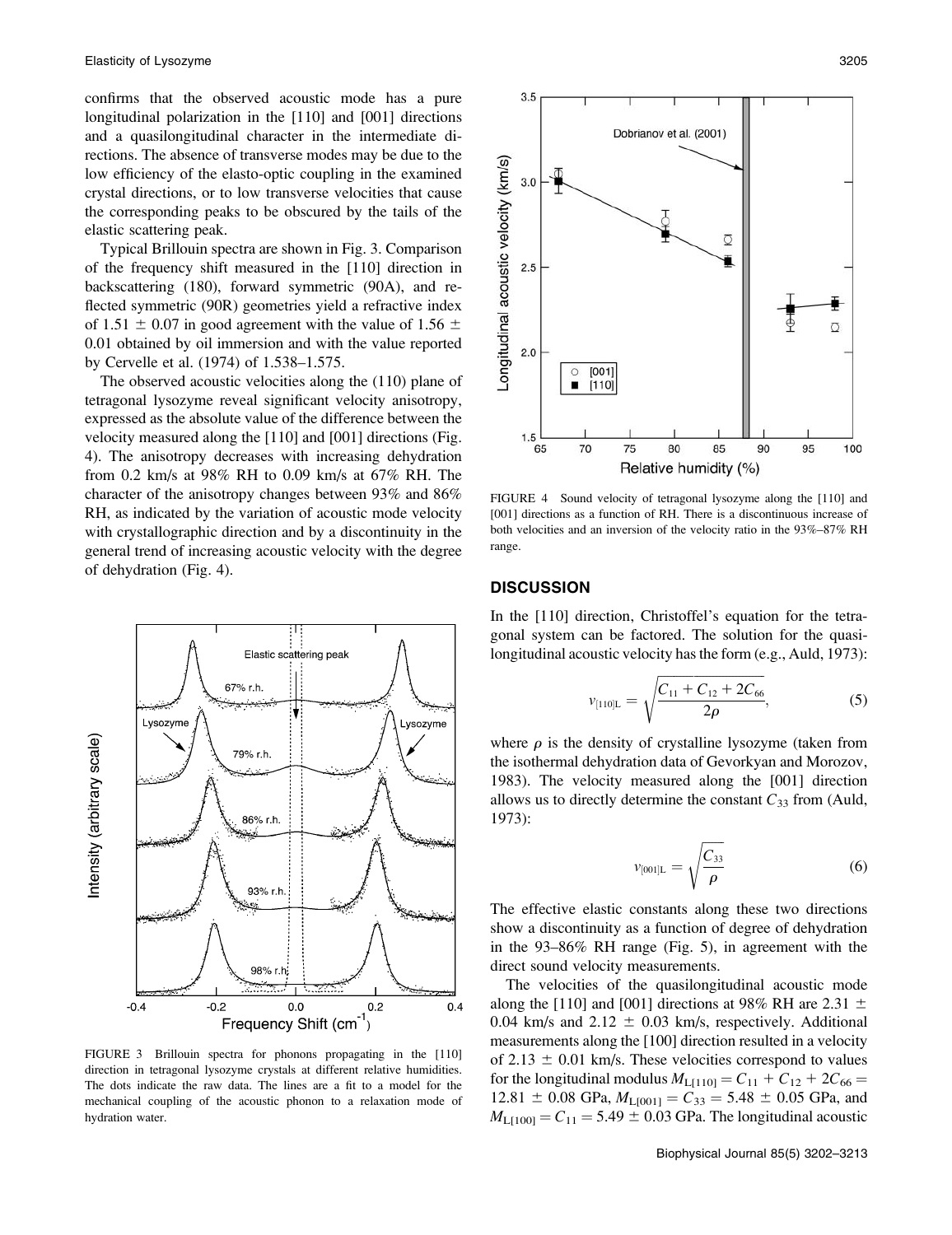confirms that the observed acoustic mode has a pure longitudinal polarization in the [110] and [001] directions and a quasilongitudinal character in the intermediate directions. The absence of transverse modes may be due to the low efficiency of the elasto-optic coupling in the examined crystal directions, or to low transverse velocities that cause the corresponding peaks to be obscured by the tails of the elastic scattering peak.

Typical Brillouin spectra are shown in Fig. 3. Comparison of the frequency shift measured in the [110] direction in backscattering (180), forward symmetric (90A), and reflected symmetric (90R) geometries yield a refractive index of 1.51 ± 0.07 in good agreement with the value of 1.56 ± 0.01 obtained by oil immersion and with the value reported by Cervelle et al. (1974) of 1.538–1.575.

The observed acoustic velocities along the (110) plane of tetragonal lysozyme reveal significant velocity anisotropy, expressed as the absolute value of the difference between the velocity measured along the [110] and [001] directions (Fig. 4). The anisotropy decreases with increasing dehydration from 0.2 km/s at 98% RH to 0.09 km/s at 67% RH. The character of the anisotropy changes between 93% and 86% RH, as indicated by the variation of acoustic mode velocity with crystallographic direction and by a discontinuity in the general trend of increasing acoustic velocity with the degree of dehydration (Fig. 4).

FIGURE 3 Brillouin spectra for phonons propagating in the [110] direction in tetragonal lysozyme crystals at different relative humidities. The dots indicate the raw data. The lines are a fit to a model for the mechanical coupling of the acoustic phonon to a relaxation mode of hydration water.

FIGURE 4 Sound velocity of tetragonal lysozyme along the [110] and [001] directions as a function of RH. There is a discontinuous increase of both velocities and an inversion of the velocity ratio in the 93%–87% RH range.

## DISCUSSION

In the [110] direction, Christoffel's equation for the tetragonal system can be factored. The solution for the quasilongitudinal acoustic velocity has the form (e.g., Auld, 1973):

$$v_{[110]L} = \sqrt{\frac{C_{11} + C_{12} + 2C_{66}}{2\rho}}, \tag{5}$$

where $\rho$ is the density of crystalline lysozyme (taken from the isothermal dehydration data of Gevorkyan and Morozov, 1983). The velocity measured along the [001] direction allows us to directly determine the constant $C_{33}$ from (Auld, 1973):

$$v_{[001]L} = \sqrt{\frac{C_{33}}{\rho}} \tag{6}$$

The effective elastic constants along these two directions show a discontinuity as a function of degree of dehydration in the 93–86% RH range (Fig. 5), in agreement with the direct sound velocity measurements.

The velocities of the quasilongitudinal acoustic mode along the [110] and [001] directions at 98% RH are 2.31 ± 0.04 km/s and 2.12 ± 0.03 km/s, respectively. Additional measurements along the [100] direction resulted in a velocity of 2.13 ± 0.01 km/s. These velocities correspond to values for the longitudinal modulus $M_{L[110]} = C_{11} + C_{12} + 2C_{66} = 12.81 \pm 0.08$ GPa, $M_{L[001]} = C_{33} = 5.48 \pm 0.05$ GPa, and $M_{L[100]} = C_{11} = 5.49 \pm 0.03$ GPa. The longitudinal acoustic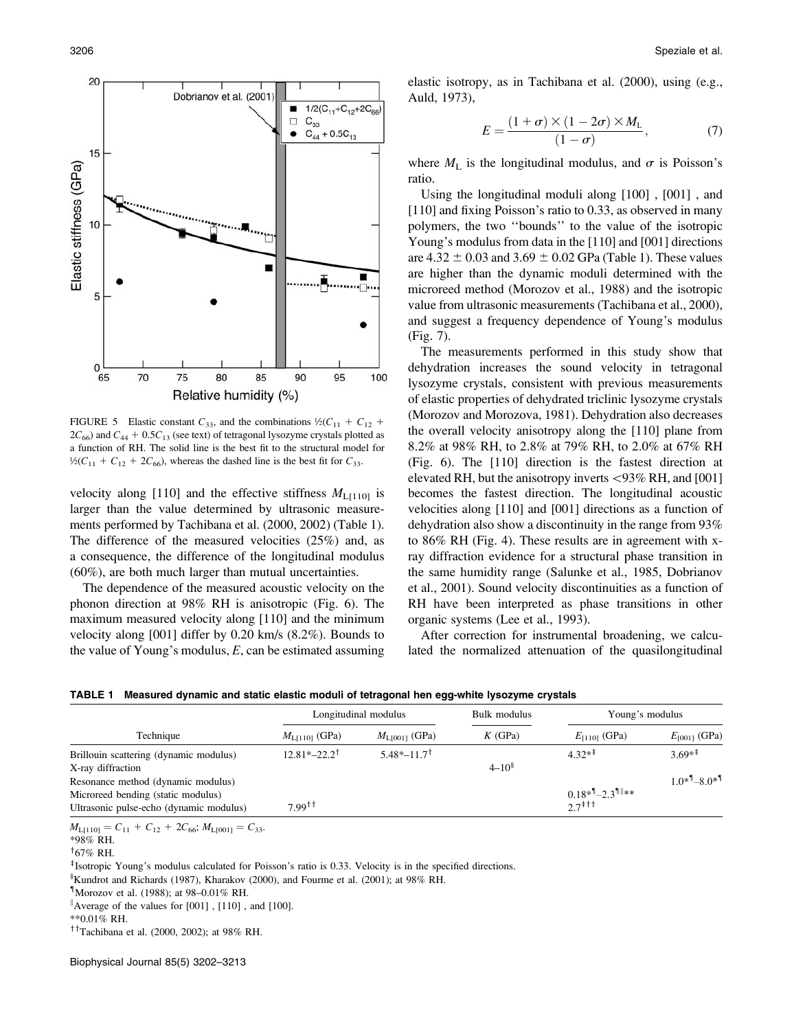FIGURE 5 Elastic constant $C_{33}$, and the combinations ½($C_{11}$ + $C_{12}$ + 2$C_{66}$) and $C_{44}$ + 0.5$C_{13}$ (see text) of tetragonal lysozyme crystals plotted as a function of RH. The solid line is the best fit to the structural model for ½($C_{11}$ + $C_{12}$ + 2$C_{66}$), whereas the dashed line is the best fit for $C_{33}$.

velocity along [110] and the effective stiffness $M_{L[110]}$ is larger than the value determined by ultrasonic measurements performed by Tachibana et al. (2000, 2002) (Table 1). The difference of the measured velocities (25%) and, as a consequence, the difference of the longitudinal modulus (60%), are both much larger than mutual uncertainties.

The dependence of the measured acoustic velocity on the phonon direction at 98% RH is anisotropic (Fig. 6). The maximum measured velocity along [110] and the minimum velocity along [001] differ by 0.20 km/s (8.2%). Bounds to the value of Young's modulus, $E$, can be estimated assuming elastic isotropy, as in Tachibana et al. (2000), using (e.g., Auld, 1973),

$$E = \frac{(1+\sigma) \times (1-2\sigma) \times M_L}{(1-\sigma)}, \qquad (7)$$

where $M_L$ is the longitudinal modulus, and $\sigma$ is Poisson's ratio.

Using the longitudinal moduli along [100] , [001] , and [110] and fixing Poisson's ratio to 0.33, as observed in many polymers, the two ''bounds'' to the value of the isotropic Young's modulus from data in the [110] and [001] directions are 4.32 ± 0.03 and 3.69 ± 0.02 GPa (Table 1). These values are higher than the dynamic moduli determined with the microreed method (Morozov et al., 1988) and the isotropic value from ultrasonic measurements (Tachibana et al., 2000), and suggest a frequency dependence of Young's modulus (Fig. 7).

The measurements performed in this study show that dehydration increases the sound velocity in tetragonal lysozyme crystals, consistent with previous measurements of elastic properties of dehydrated triclinic lysozyme crystals (Morozov and Morozova, 1981). Dehydration also decreases the overall velocity anisotropy along the [110] plane from 8.2% at 98% RH, to 2.8% at 79% RH, to 2.0% at 67% RH (Fig. 6). The [110] direction is the fastest direction at elevated RH, but the anisotropy inverts <93% RH, and [001] becomes the fastest direction. The longitudinal acoustic velocities along [110] and [001] directions as a function of dehydration also show a discontinuity in the range from 93% to 86% RH (Fig. 4). These results are in agreement with x-ray diffraction evidence for a structural phase transition in the same humidity range (Salunke et al., 1985, Dobrianov et al., 2001). Sound velocity discontinuities as a function of RH have been interpreted as phase transitions in other organic systems (Lee et al., 1993).

After correction for instrumental broadening, we calculated the normalized attenuation of the quasilongitudinal

**TABLE 1 Measured dynamic and static elastic moduli of tetragonal hen egg-white lysozyme crystals**

| Technique | Longitudinal modulus | | Bulk modulus | Young's modulus | |
|---|---|---|---|---|---|
| | $M_{L[110]}$ (GPa) | $M_{L[001]}$ (GPa) | $K$ (GPa) | $E_{[110]}$ (GPa) | $E_{[001]}$ (GPa) |
| Brillouin scattering (dynamic modulus) | 12.81*–22.2† | 5.48*–11.7† | | 4.32*‡ | 3.69*‡ |
| X-ray diffraction | | | 4–10§ | | |
| Resonance method (dynamic modulus) | | | | | 1.0*¶–8.0*¶ |
| Microreed bending (static modulus) | | | | 0.18*¶–2.3¶‖** | |
| Ultrasonic pulse-echo (dynamic modulus) | 7.99†† | | | 2.7‡†† | |

$M_{L[110]} = C_{11} + C_{12} + 2C_{66}$; $M_{L[001]} = C_{33}$.

*98% RH.

†67% RH.

‡Isotropic Young's modulus calculated for Poisson's ratio is 0.33. Velocity is in the specified directions.

§Kundrot and Richards (1987), Kharakov (2000), and Fourme et al. (2001); at 98% RH.

¶Morozov et al. (1988); at 98–0.01% RH.

‖Average of the values for [001] , [110] , and [100].

**0.01% RH.

††Tachibana et al. (2000, 2002); at 98% RH.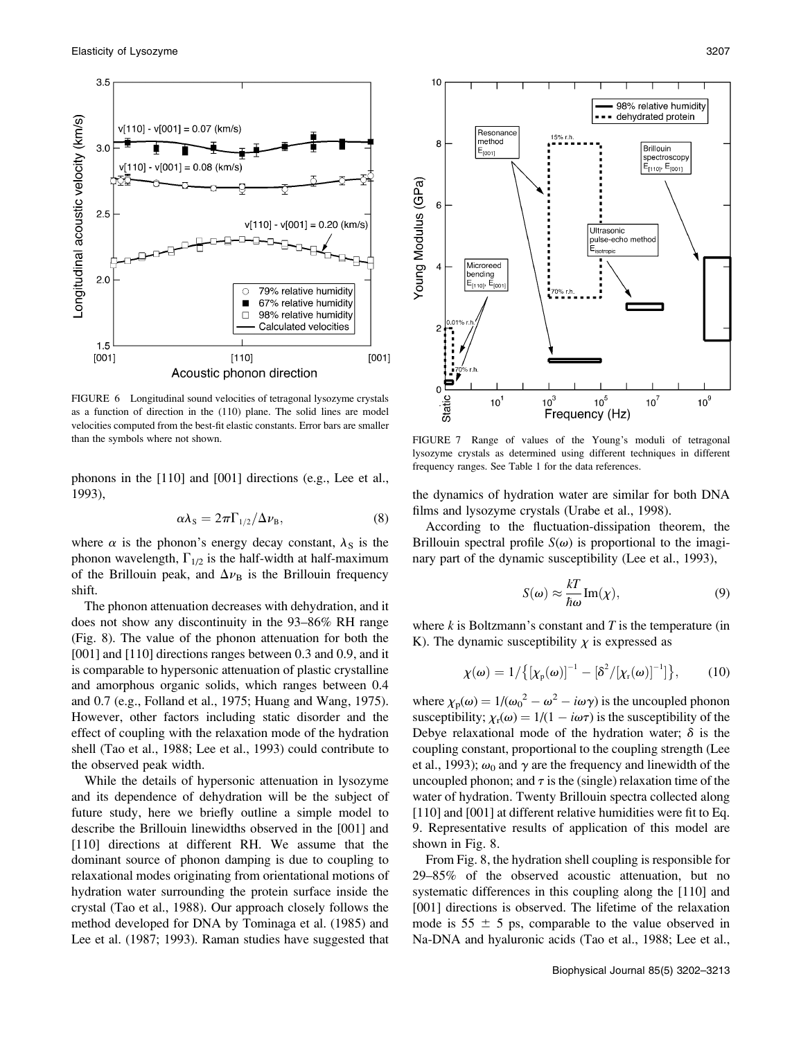FIGURE 6 Longitudinal sound velocities of tetragonal lysozyme crystals as a function of direction in the (110) plane. The solid lines are model velocities computed from the best-fit elastic constants. Error bars are smaller than the symbols where not shown.

FIGURE 7 Range of values of the Young's moduli of tetragonal lysozyme crystals as determined using different techniques in different frequency ranges. See Table 1 for the data references.

phonons in the [110] and [001] directions (e.g., Lee et al., 1993),

$$\alpha \lambda_S = 2\pi \Gamma_{1/2} / \Delta \nu_B, \tag{8}$$

where $\alpha$ is the phonon's energy decay constant, $\lambda_S$ is the phonon wavelength, $\Gamma_{1/2}$ is the half-width at half-maximum of the Brillouin peak, and $\Delta \nu_B$ is the Brillouin frequency shift.

The phonon attenuation decreases with dehydration, and it does not show any discontinuity in the 93–86% RH range (Fig. 8). The value of the phonon attenuation for both the [001] and [110] directions ranges between 0.3 and 0.9, and it is comparable to hypersonic attenuation of plastic crystalline and amorphous organic solids, which ranges between 0.4 and 0.7 (e.g., Folland et al., 1975; Huang and Wang, 1975). However, other factors including static disorder and the effect of coupling with the relaxation mode of the hydration shell (Tao et al., 1988; Lee et al., 1993) could contribute to the observed peak width.

While the details of hypersonic attenuation in lysozyme and its dependence of dehydration will be the subject of future study, here we briefly outline a simple model to describe the Brillouin linewidths observed in the [001] and [110] directions at different RH. We assume that the dominant source of phonon damping is due to coupling to relaxational modes originating from orientational motions of hydration water surrounding the protein surface inside the crystal (Tao et al., 1988). Our approach closely follows the method developed for DNA by Tominaga et al. (1985) and Lee et al. (1987; 1993). Raman studies have suggested that the dynamics of hydration water are similar for both DNA films and lysozyme crystals (Urabe et al., 1998).

According to the fluctuation-dissipation theorem, the Brillouin spectral profile $S(\omega)$ is proportional to the imaginary part of the dynamic susceptibility (Lee et al., 1993),

$$S(\omega) \approx \frac{kT}{\hbar \omega} \mathrm{Im}(\chi), \tag{9}$$

where $k$ is Boltzmann's constant and $T$ is the temperature (in K). The dynamic susceptibility $\chi$ is expressed as

$$\chi(\omega) = 1/\left\{ [\chi_p(\omega)]^{-1} - [\delta^2/[\chi_r(\omega)]^{-1}] \right\}, \tag{10}$$

where $\chi_p(\omega) = 1/(\omega_0^2 - \omega^2 - i\omega\gamma)$ is the uncoupled phonon susceptibility; $\chi_r(\omega) = 1/(1 - i\omega\tau)$ is the susceptibility of the Debye relaxational mode of the hydration water; $\delta$ is the coupling constant, proportional to the coupling strength (Lee et al., 1993); $\omega_0$ and $\gamma$ are the frequency and linewidth of the uncoupled phonon; and $\tau$ is the (single) relaxation time of the water of hydration. Twenty Brillouin spectra collected along [110] and [001] at different relative humidities were fit to Eq. 9. Representative results of application of this model are shown in Fig. 8.

From Fig. 8, the hydration shell coupling is responsible for 29–85% of the observed acoustic attenuation, but no systematic differences in this coupling along the [110] and [001] directions is observed. The lifetime of the relaxation mode is 55 ± 5 ps, comparable to the value observed in Na-DNA and hyaluronic acids (Tao et al., 1988; Lee et al.,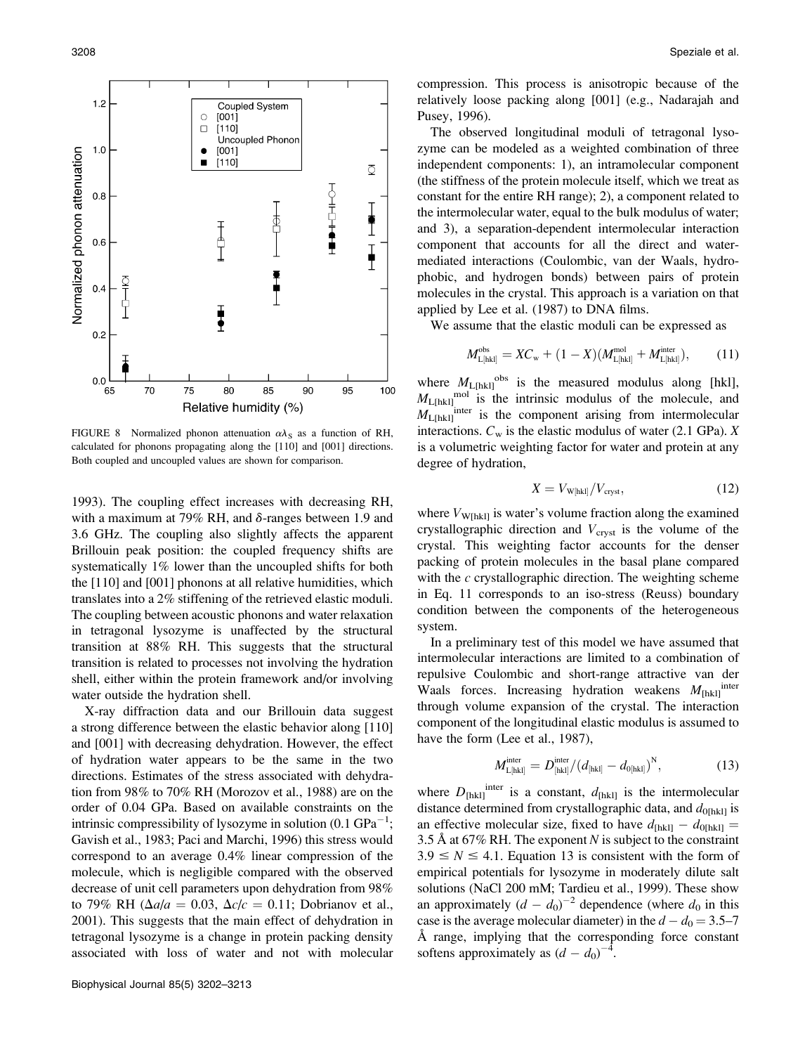FIGURE 8 Normalized phonon attenuation $\alpha\lambda_S$ as a function of RH, calculated for phonons propagating along the [110] and [001] directions. Both coupled and uncoupled values are shown for comparison.

1993). The coupling effect increases with decreasing RH, with a maximum at 79% RH, and $\delta$-ranges between 1.9 and 3.6 GHz. The coupling also slightly affects the apparent Brillouin peak position: the coupled frequency shifts are systematically 1% lower than the uncoupled shifts for both the [110] and [001] phonons at all relative humidities, which translates into a 2% stiffening of the retrieved elastic moduli. The coupling between acoustic phonons and water relaxation in tetragonal lysozyme is unaffected by the structural transition at 88% RH. This suggests that the structural transition is related to processes not involving the hydration shell, either within the protein framework and/or involving water outside the hydration shell.

X-ray diffraction data and our Brillouin data suggest a strong difference between the elastic behavior along [110] and [001] with decreasing dehydration. However, the effect of hydration water appears to be the same in the two directions. Estimates of the stress associated with dehydration from 98% to 70% RH (Morozov et al., 1988) are on the order of 0.04 GPa. Based on available constraints on the intrinsic compressibility of lysozyme in solution (0.1 $GPa^{-1}$; Gavish et al., 1983; Paci and Marchi, 1996) this stress would correspond to an average 0.4% linear compression of the molecule, which is negligible compared with the observed decrease of unit cell parameters upon dehydration from 98% to 79% RH ($\Delta a/a = 0.03$, $\Delta c/c = 0.11$; Dobrianov et al., 2001). This suggests that the main effect of dehydration in tetragonal lysozyme is a change in protein packing density associated with loss of water and not with molecular compression. This process is anisotropic because of the relatively loose packing along [001] (e.g., Nadarajah and Pusey, 1996).

The observed longitudinal moduli of tetragonal lysozyme can be modeled as a weighted combination of three independent components: 1), an intramolecular component (the stiffness of the protein molecule itself, which we treat as constant for the entire RH range); 2), a component related to the intermolecular water, equal to the bulk modulus of water; and 3), a separation-dependent intermolecular interaction component that accounts for all the direct and water-mediated interactions (Coulombic, van der Waals, hydrophobic, and hydrogen bonds) between pairs of protein molecules in the crystal. This approach is a variation on that applied by Lee et al. (1987) to DNA films.

We assume that the elastic moduli can be expressed as

$$M^{\mathrm{obs}}_{\mathrm{L[hkl]}} = XC_{\mathrm{w}} + (1 - X)(M^{\mathrm{mol}}_{\mathrm{L[hkl]}} + M^{\mathrm{inter}}_{\mathrm{L[hkl]}}), \qquad (11)$$

where $M_{\mathrm{L[hkl]}}{}^{\mathrm{obs}}$ is the measured modulus along [hkl], $M_{\mathrm{L[hkl]}}{}^{\mathrm{mol}}$ is the intrinsic modulus of the molecule, and $M_{\mathrm{L[hkl]}}{}^{\mathrm{inter}}$ is the component arising from intermolecular interactions. $C_{\mathrm{w}}$ is the elastic modulus of water (2.1 GPa). $X$ is a volumetric weighting factor for water and protein at any degree of hydration,

$$X = V_{\mathrm{W[hkl]}}/V_{\mathrm{cryst}}, \qquad (12)$$

where $V_{\mathrm{W[hkl]}}$ is water's volume fraction along the examined crystallographic direction and $V_{\mathrm{cryst}}$ is the volume of the crystal. This weighting factor accounts for the denser packing of protein molecules in the basal plane compared with the $c$ crystallographic direction. The weighting scheme in Eq. 11 corresponds to an iso-stress (Reuss) boundary condition between the components of the heterogeneous system.

In a preliminary test of this model we have assumed that intermolecular interactions are limited to a combination of repulsive Coulombic and short-range attractive van der Waals forces. Increasing hydration weakens $M_{\mathrm{[hkl]}}{}^{\mathrm{inter}}$ through volume expansion of the crystal. The interaction component of the longitudinal elastic modulus is assumed to have the form (Lee et al., 1987),

$$M^{\mathrm{inter}}_{\mathrm{L[hkl]}} = D^{\mathrm{inter}}_{\mathrm{[hkl]}}/(d_{\mathrm{[hkl]}} - d_{0\mathrm{[hkl]}})^{\mathrm{N}}, \qquad (13)$$

where $D_{\mathrm{[hkl]}}{}^{\mathrm{inter}}$ is a constant, $d_{\mathrm{[hkl]}}$ is the intermolecular distance determined from crystallographic data, and $d_{0\mathrm{[hkl]}}$ is an effective molecular size, fixed to have $d_{\mathrm{[hkl]}} - d_{0\mathrm{[hkl]}} =$ 3.5 Å at 67% RH. The exponent $N$ is subject to the constraint $3.9 \leq N \leq 4.1$. Equation 13 is consistent with the form of empirical potentials for lysozyme in moderately dilute salt solutions (NaCl 200 mM; Tardieu et al., 1999). These show an approximately $(d - d_0)^{-2}$ dependence (where $d_0$ in this case is the average molecular diameter) in the $d - d_0 = 3.5$–7 Å range, implying that the corresponding force constant softens approximately as $(d - d_0)^{-4}$.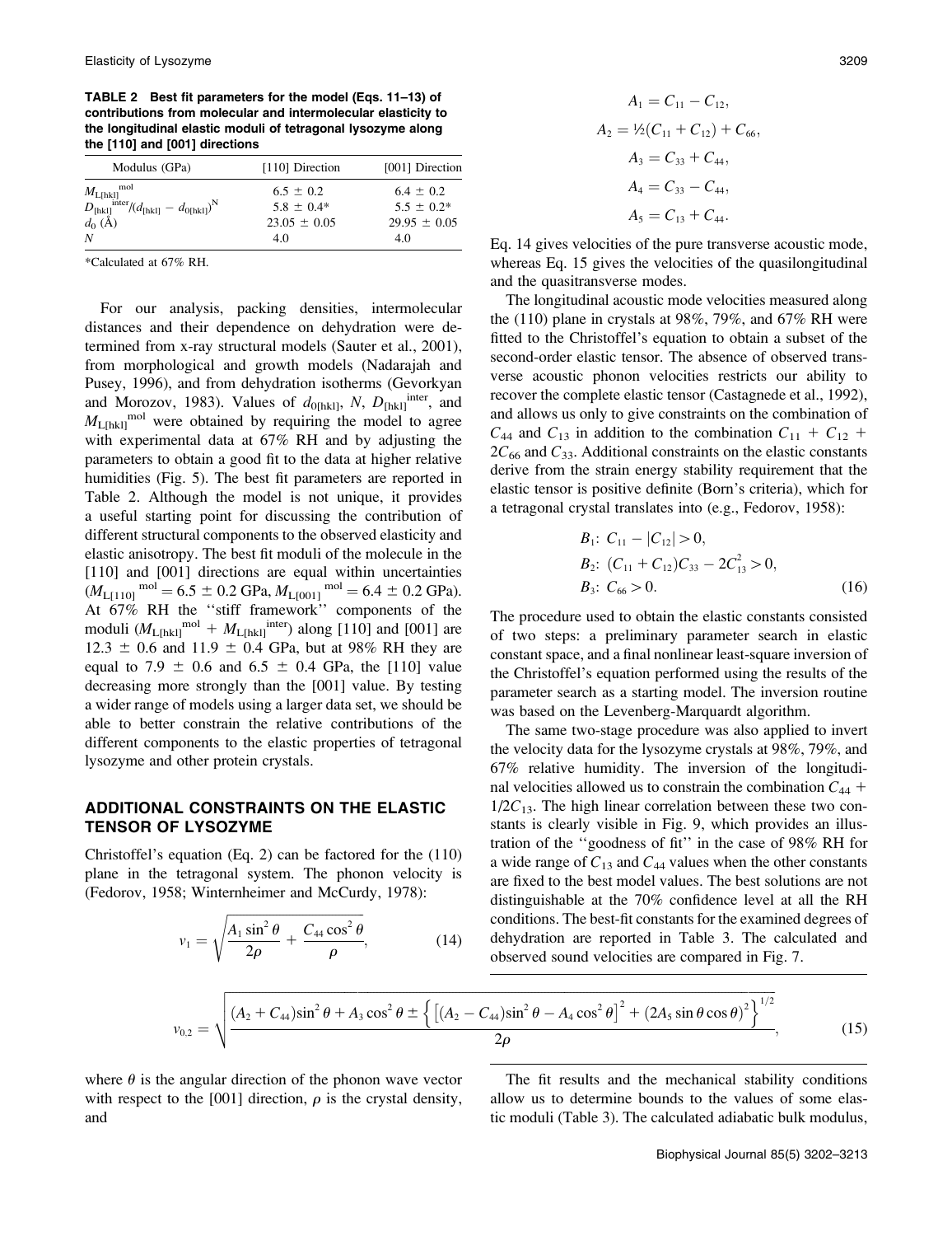**TABLE 2 Best fit parameters for the model (Eqs. 11–13) of contributions from molecular and intermolecular elasticity to the longitudinal elastic moduli of tetragonal lysozyme along the [110] and [001] directions**

| Modulus (GPa) | [110] Direction | [001] Direction |
|---|---|---|
| $M_{L[hkl]}^{mol}$ | 6.5 ± 0.2 | 6.4 ± 0.2 |
| $D_{[hkl]}^{inter}/(d_{[hkl]} - d_{0[hkl]})^N$ | 5.8 ± 0.4* | 5.5 ± 0.2* |
| $d_0$ (Å) | 23.05 ± 0.05 | 29.95 ± 0.05 |
| $N$ | 4.0 | 4.0 |

*Calculated at 67% RH.

For our analysis, packing densities, intermolecular distances and their dependence on dehydration were determined from x-ray structural models (Sauter et al., 2001), from morphological and growth models (Nadarajah and Pusey, 1996), and from dehydration isotherms (Gevorkyan and Morozov, 1983). Values of $d_{0[hkl]}$, $N$, $D_{[hkl]}^{inter}$, and $M_{L[hkl]}^{mol}$ were obtained by requiring the model to agree with experimental data at 67% RH and by adjusting the parameters to obtain a good fit to the data at higher relative humidities (Fig. 5). The best fit parameters are reported in Table 2. Although the model is not unique, it provides a useful starting point for discussing the contribution of different structural components to the observed elasticity and elastic anisotropy. The best fit moduli of the molecule in the [110] and [001] directions are equal within uncertainties ($M_{L[110]}^{mol} = 6.5 \pm 0.2$ GPa, $M_{L[001]}^{mol} = 6.4 \pm 0.2$ GPa). At 67% RH the "stiff framework" components of the moduli ($M_{L[hkl]}^{mol} + M_{L[hkl]}^{inter}$) along [110] and [001] are 12.3 ± 0.6 and 11.9 ± 0.4 GPa, but at 98% RH they are equal to 7.9 ± 0.6 and 6.5 ± 0.4 GPa, the [110] value decreasing more strongly than the [001] value. By testing a wider range of models using a larger data set, we should be able to better constrain the relative contributions of the different components to the elastic properties of tetragonal lysozyme and other protein crystals.

## ADDITIONAL CONSTRAINTS ON THE ELASTIC TENSOR OF LYSOZYME

Christoffel's equation (Eq. 2) can be factored for the (110) plane in the tetragonal system. The phonon velocity is (Fedorov, 1958; Winternheimer and McCurdy, 1978):

$$v_1 = \sqrt{\frac{A_1 \sin^2\theta}{2\rho} + \frac{C_{44}\cos^2\theta}{\rho}}, \tag{14}$$

$$v_{0,2} = \sqrt{\frac{(A_2 + C_{44})\sin^2\theta + A_3\cos^2\theta \pm \left\{\left[(A_2 - C_{44})\sin^2\theta - A_4\cos^2\theta\right]^2 + (2A_5\sin\theta\cos\theta)^2\right\}^{1/2}}{2\rho}}, \tag{15}$$

where $\theta$ is the angular direction of the phonon wave vector with respect to the [001] direction, $\rho$ is the crystal density, and

$$A_1 = C_{11} - C_{12},$$
$$A_2 = \tfrac{1}{2}(C_{11} + C_{12}) + C_{66},$$
$$A_3 = C_{33} + C_{44},$$
$$A_4 = C_{33} - C_{44},$$
$$A_5 = C_{13} + C_{44}.$$

Eq. 14 gives velocities of the pure transverse acoustic mode, whereas Eq. 15 gives the velocities of the quasilongitudinal and the quasitransverse modes.

The longitudinal acoustic mode velocities measured along the (110) plane in crystals at 98%, 79%, and 67% RH were fitted to the Christoffel's equation to obtain a subset of the second-order elastic tensor. The absence of observed transverse acoustic phonon velocities restricts our ability to recover the complete elastic tensor (Castagnede et al., 1992), and allows us only to give constraints on the combination of $C_{44}$ and $C_{13}$ in addition to the combination $C_{11} + C_{12} + 2C_{66}$ and $C_{33}$. Additional constraints on the elastic constants derive from the strain energy stability requirement that the elastic tensor is positive definite (Born's criteria), which for a tetragonal crystal translates into (e.g., Fedorov, 1958):

$$\begin{aligned} &B_1\!:\ C_{11} - |C_{12}| > 0,\\ &B_2\!:\ (C_{11} + C_{12})C_{33} - 2C_{13}^2 > 0,\\ &B_3\!:\ C_{66} > 0. \end{aligned} \tag{16}$$

The procedure used to obtain the elastic constants consisted of two steps: a preliminary parameter search in elastic constant space, and a final nonlinear least-square inversion of the Christoffel's equation performed using the results of the parameter search as a starting model. The inversion routine was based on the Levenberg-Marquardt algorithm.

The same two-stage procedure was also applied to invert the velocity data for the lysozyme crystals at 98%, 79%, and 67% relative humidity. The inversion of the longitudinal velocities allowed us to constrain the combination $C_{44} + 1/2C_{13}$. The high linear correlation between these two constants is clearly visible in Fig. 9, which provides an illustration of the "goodness of fit" in the case of 98% RH for a wide range of $C_{13}$ and $C_{44}$ values when the other constants are fixed to the best model values. The best solutions are not distinguishable at the 70% confidence level at all the RH conditions. The best-fit constants for the examined degrees of dehydration are reported in Table 3. The calculated and observed sound velocities are compared in Fig. 7.

The fit results and the mechanical stability conditions allow us to determine bounds to the values of some elastic moduli (Table 3). The calculated adiabatic bulk modulus,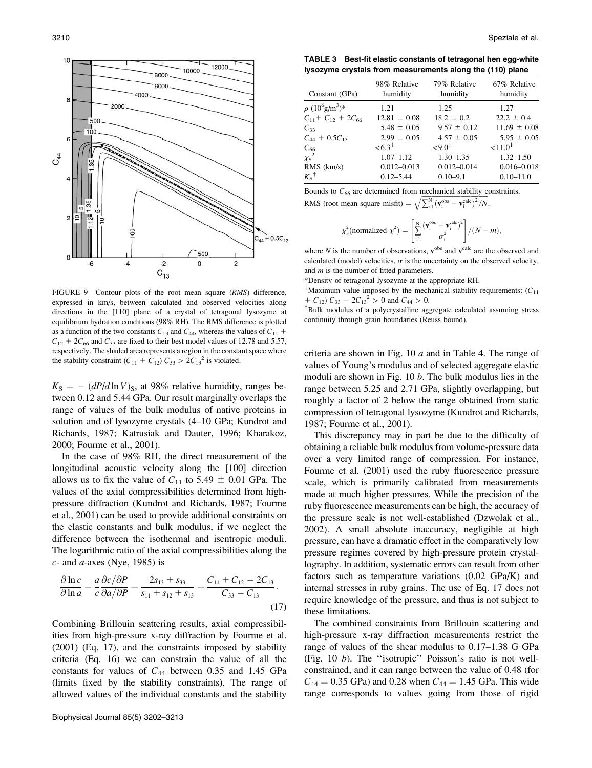FIGURE 9 Contour plots of the root mean square (*RMS*) difference, expressed in km/s, between calculated and observed velocities along directions in the [110] plane of a crystal of tetragonal lysozyme at equilibrium hydration conditions (98% RH). The RMS difference is plotted as a function of the two constants $C_{13}$ and $C_{44}$, whereas the values of $C_{11} + C_{12} + 2C_{66}$ and $C_{33}$ are fixed to their best model values of 12.78 and 5.57, respectively. The shaded area represents a region in the constant space where the stability constraint $(C_{11} + C_{12})\, C_{33} > 2C_{13}^{2}$ is violated.

$K_S = -(dP/d\ln V)_S$, at 98% relative humidity, ranges between 0.12 and 5.44 GPa. Our result marginally overlaps the range of values of the bulk modulus of native proteins in solution and of lysozyme crystals (4–10 GPa; Kundrot and Richards, 1987; Katrusiak and Dauter, 1996; Kharakoz, 2000; Fourme et al., 2001).

In the case of 98% RH, the direct measurement of the longitudinal acoustic velocity along the [100] direction allows us to fix the value of $C_{11}$ to 5.49 ± 0.01 GPa. The values of the axial compressibilities determined from high-pressure diffraction (Kundrot and Richards, 1987; Fourme et al., 2001) can be used to provide additional constraints on the elastic constants and bulk modulus, if we neglect the difference between the isothermal and isentropic moduli. The logarithmic ratio of the axial compressibilities along the $c$- and $a$-axes (Nye, 1985) is

$$\frac{\partial \ln c}{\partial \ln a} = \frac{a}{c}\frac{\partial c/\partial P}{\partial a/\partial P} = \frac{2s_{13} + s_{33}}{s_{11} + s_{12} + s_{13}} = \frac{C_{11} + C_{12} - 2C_{13}}{C_{33} - C_{13}}. \tag{17}$$

Combining Brillouin scattering results, axial compressibilities from high-pressure x-ray diffraction by Fourme et al. (2001) (Eq. 17), and the constraints imposed by stability criteria (Eq. 16) we can constrain the value of all the constants for values of $C_{44}$ between 0.35 and 1.45 GPa (limits fixed by the stability constraints). The range of allowed values of the individual constants and the stability criteria are shown in Fig. 10 *a* and in Table 4. The range of values of Young's modulus and of selected aggregate elastic moduli are shown in Fig. 10 *b*. The bulk modulus lies in the range between 5.25 and 2.71 GPa, slightly overlapping, but roughly a factor of 2 below the range obtained from static compression of tetragonal lysozyme (Kundrot and Richards, 1987; Fourme et al., 2001).

**TABLE 3 Best-fit elastic constants of tetragonal hen egg-white lysozyme crystals from measurements along the (110) plane**

| Constant (GPa) | 98% Relative humidity | 79% Relative humidity | 67% Relative humidity |
|---|---|---|---|
| $\rho$ ($10^6$g/m$^3$)* | 1.21 | 1.25 | 1.27 |
| $C_{11} + C_{12} + 2C_{66}$ | 12.81 ± 0.08 | 18.2 ± 0.2 | 22.2 ± 0.4 |
| $C_{33}$ | 5.48 ± 0.05 | 9.57 ± 0.12 | 11.69 ± 0.08 |
| $C_{44} + 0.5C_{13}$ | 2.99 ± 0.05 | 4.57 ± 0.05 | 5.95 ± 0.05 |
| $C_{66}$ | <6.3† | <9.0† | <11.0† |
| $\chi_v^2$ | 1.07–1.12 | 1.30–1.35 | 1.32–1.50 |
| RMS (km/s) | 0.012–0.013 | 0.012–0.014 | 0.016–0.018 |
| $K_S$‡ | 0.12–5.44 | 0.10–9.1 | 0.10–11.0 |

Bounds to $C_{66}$ are determined from mechanical stability constraints.

RMS (root mean square misfit) $= \sqrt{\sum_{i,1}^{N}(\mathbf{v}_i^{obs} - \mathbf{v}_i^{calc})^2/N}$,

$$\chi_v^2(\text{normalized } \chi^2) = \left[\sum_{i,1}^{N}\frac{(\mathbf{v}_i^{obs} - \mathbf{v}_i^{calc})^2}{\sigma_i^2}\right]/(N-m),$$

where $N$ is the number of observations, $\mathbf{v}^{obs}$ and $\mathbf{v}^{calc}$ are the observed and calculated (model) velocities, $\sigma$ is the uncertainty on the observed velocity, and $m$ is the number of fitted parameters.

*Density of tetragonal lysozyme at the appropriate RH.

†Maximum value imposed by the mechanical stability requirements: $(C_{11} + C_{12})\, C_{33} - 2C_{13}^{2} > 0$ and $C_{44} > 0$.

‡Bulk modulus of a polycrystalline aggregate calculated assuming stress continuity through grain boundaries (Reuss bound).

This discrepancy may in part be due to the difficulty of obtaining a reliable bulk modulus from volume-pressure data over a very limited range of compression. For instance, Fourme et al. (2001) used the ruby fluorescence pressure scale, which is primarily calibrated from measurements made at much higher pressures. While the precision of the ruby fluorescence measurements can be high, the accuracy of the pressure scale is not well-established (Dzwolak et al., 2002). A small absolute inaccuracy, negligible at high pressure, can have a dramatic effect in the comparatively low pressure regimes covered by high-pressure protein crystallography. In addition, systematic errors can result from other factors such as temperature variations (0.02 GPa/K) and internal stresses in ruby grains. The use of Eq. 17 does not require knowledge of the pressure, and thus is not subject to these limitations.

The combined constraints from Brillouin scattering and high-pressure x-ray diffraction measurements restrict the range of values of the shear modulus to 0.17–1.38 G GPa (Fig. 10 *b*). The "isotropic" Poisson's ratio is not well-constrained, and it can range between the value of 0.48 (for $C_{44} = 0.35$ GPa) and 0.28 when $C_{44} = 1.45$ GPa. This wide range corresponds to values going from those of rigid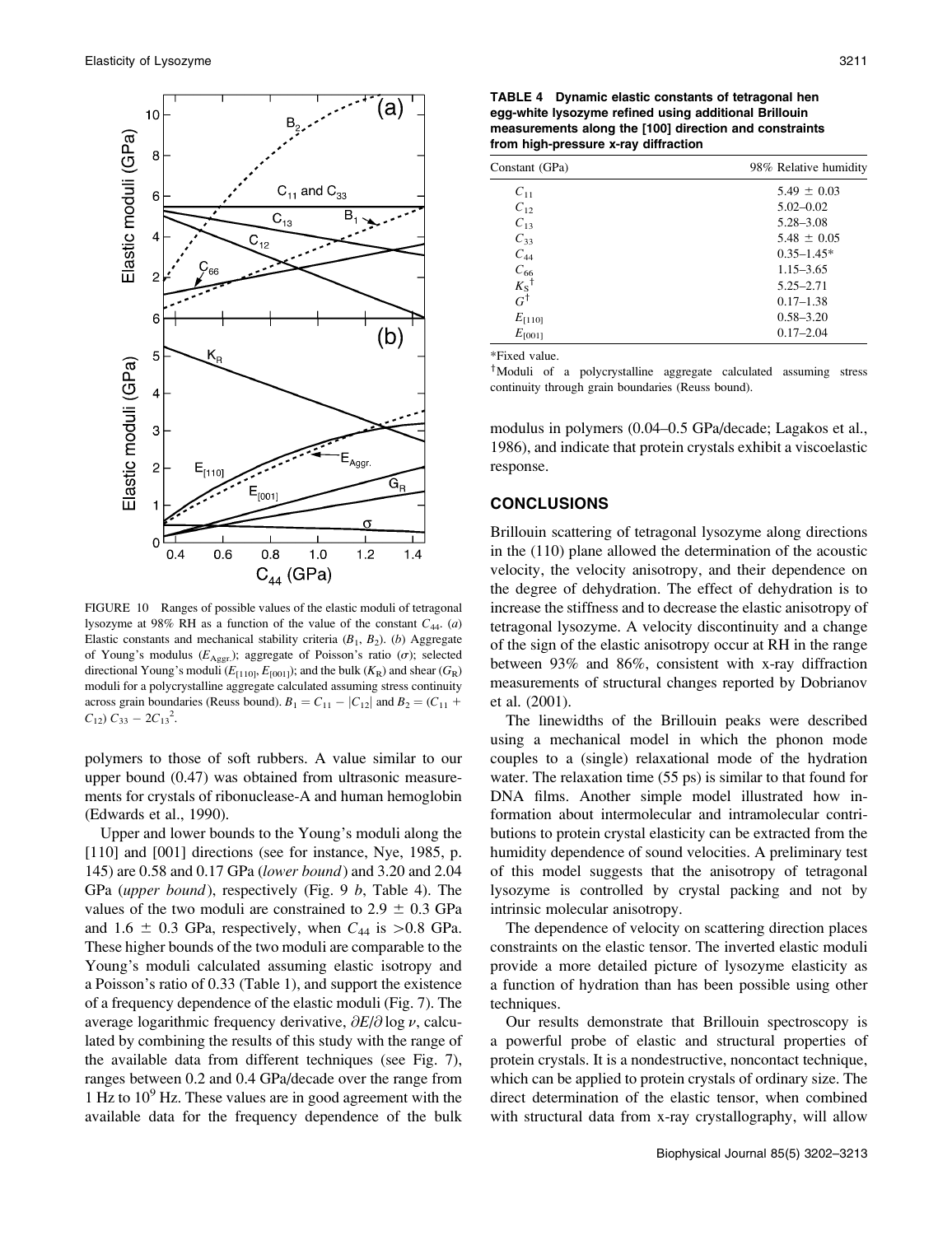FIGURE 10 Ranges of possible values of the elastic moduli of tetragonal lysozyme at 98% RH as a function of the value of the constant $C_{44}$. (*a*) Elastic constants and mechanical stability criteria ($B_1$, $B_2$). (*b*) Aggregate of Young's modulus ($E_{Aggr.}$); aggregate of Poisson's ratio ($\sigma$); selected directional Young's moduli ($E_{[110]}$, $E_{[001]}$); and the bulk ($K_R$) and shear ($G_R$) moduli for a polycrystalline aggregate calculated assuming stress continuity across grain boundaries (Reuss bound). $B_1 = C_{11} - |C_{12}|$ and $B_2 = (C_{11} + C_{12})\, C_{33} - 2C_{13}^2$.

polymers to those of soft rubbers. A value similar to our upper bound (0.47) was obtained from ultrasonic measurements for crystals of ribonuclease-A and human hemoglobin (Edwards et al., 1990).

Upper and lower bounds to the Young's moduli along the [110] and [001] directions (see for instance, Nye, 1985, p. 145) are 0.58 and 0.17 GPa (*lower bound*) and 3.20 and 2.04 GPa (*upper bound*), respectively (Fig. 9 *b*, Table 4). The values of the two moduli are constrained to 2.9 ± 0.3 GPa and 1.6 ± 0.3 GPa, respectively, when $C_{44}$ is >0.8 GPa. These higher bounds of the two moduli are comparable to the Young's moduli calculated assuming elastic isotropy and a Poisson's ratio of 0.33 (Table 1), and support the existence of a frequency dependence of the elastic moduli (Fig. 7). The average logarithmic frequency derivative, $\partial E/\partial \log \nu$, calculated by combining the results of this study with the range of the available data from different techniques (see Fig. 7), ranges between 0.2 and 0.4 GPa/decade over the range from 1 Hz to $10^9$ Hz. These values are in good agreement with the available data for the frequency dependence of the bulk modulus in polymers (0.04–0.5 GPa/decade; Lagakos et al., 1986), and indicate that protein crystals exhibit a viscoelastic response.

**TABLE 4 Dynamic elastic constants of tetragonal hen egg-white lysozyme refined using additional Brillouin measurements along the [100] direction and constraints from high-pressure x-ray diffraction**

| Constant (GPa) | 98% Relative humidity |
|---|---|
| $C_{11}$ | 5.49 ± 0.03 |
| $C_{12}$ | 5.02–0.02 |
| $C_{13}$ | 5.28–3.08 |
| $C_{33}$ | 5.48 ± 0.05 |
| $C_{44}$ | 0.35–1.45* |
| $C_{66}$ | 1.15–3.65 |
| $K_S$ † | 5.25–2.71 |
| $G$ † | 0.17–1.38 |
| $E_{[110]}$ | 0.58–3.20 |
| $E_{[001]}$ | 0.17–2.04 |

*Fixed value.

†Moduli of a polycrystalline aggregate calculated assuming stress continuity through grain boundaries (Reuss bound).

## CONCLUSIONS

Brillouin scattering of tetragonal lysozyme along directions in the (110) plane allowed the determination of the acoustic velocity, the velocity anisotropy, and their dependence on the degree of dehydration. The effect of dehydration is to increase the stiffness and to decrease the elastic anisotropy of tetragonal lysozyme. A velocity discontinuity and a change of the sign of the elastic anisotropy occur at RH in the range between 93% and 86%, consistent with x-ray diffraction measurements of structural changes reported by Dobrianov et al. (2001).

The linewidths of the Brillouin peaks were described using a mechanical model in which the phonon mode couples to a (single) relaxational mode of the hydration water. The relaxation time (55 ps) is similar to that found for DNA films. Another simple model illustrated how information about intermolecular and intramolecular contributions to protein crystal elasticity can be extracted from the humidity dependence of sound velocities. A preliminary test of this model suggests that the anisotropy of tetragonal lysozyme is controlled by crystal packing and not by intrinsic molecular anisotropy.

The dependence of velocity on scattering direction places constraints on the elastic tensor. The inverted elastic moduli provide a more detailed picture of lysozyme elasticity as a function of hydration than has been possible using other techniques.

Our results demonstrate that Brillouin spectroscopy is a powerful probe of elastic and structural properties of protein crystals. It is a nondestructive, noncontact technique, which can be applied to protein crystals of ordinary size. The direct determination of the elastic tensor, when combined with structural data from x-ray crystallography, will allow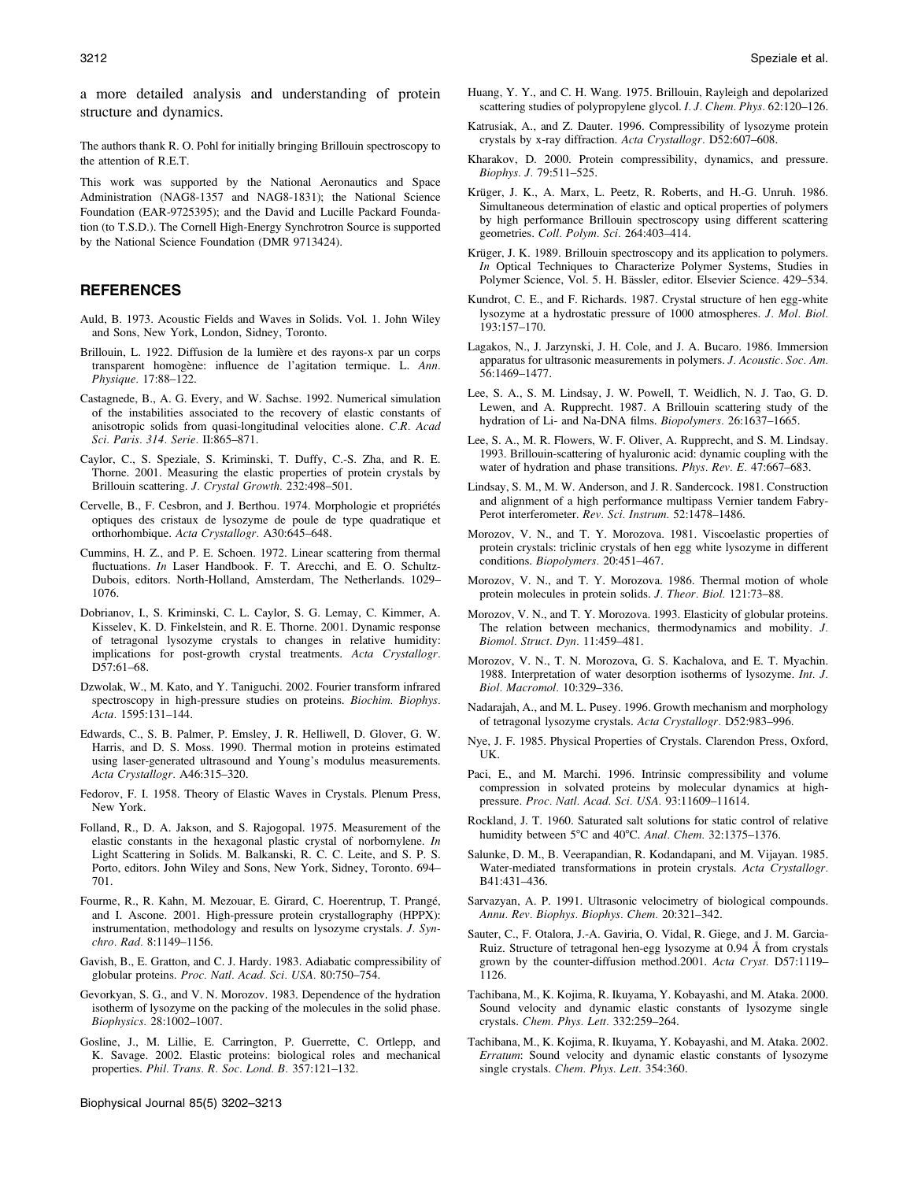a more detailed analysis and understanding of protein structure and dynamics.

The authors thank R. O. Pohl for initially bringing Brillouin spectroscopy to the attention of R.E.T.

This work was supported by the National Aeronautics and Space Administration (NAG8-1357 and NAG8-1831); the National Science Foundation (EAR-9725395); and the David and Lucille Packard Foundation (to T.S.D.). The Cornell High-Energy Synchrotron Source is supported by the National Science Foundation (DMR 9713424).

## REFERENCES

Auld, B. 1973. Acoustic Fields and Waves in Solids. Vol. 1. John Wiley and Sons, New York, London, Sidney, Toronto.

Brillouin, L. 1922. Diffusion de la lumière et des rayons-x par un corps transparent homogène: influence de l'agitation termique. L. *Ann. Physique*. 17:88–122.

Castagnede, B., A. G. Every, and W. Sachse. 1992. Numerical simulation of the instabilities associated to the recovery of elastic constants of anisotropic solids from quasi-longitudinal velocities alone. *C.R. Acad Sci. Paris. 314. Serie*. II:865–871.

Caylor, C., S. Speziale, S. Kriminski, T. Duffy, C.-S. Zha, and R. E. Thorne. 2001. Measuring the elastic properties of protein crystals by Brillouin scattering. *J. Crystal Growth*. 232:498–501.

Cervelle, B., F. Cesbron, and J. Berthou. 1974. Morphologie et propriétés optiques des cristaux de lysozyme de poule de type quadratique et orthorhombique. *Acta Crystallogr*. A30:645–648.

Cummins, H. Z., and P. E. Schoen. 1972. Linear scattering from thermal fluctuations. *In* Laser Handbook. F. T. Arecchi, and E. O. Schultz-Dubois, editors. North-Holland, Amsterdam, The Netherlands. 1029–1076.

Dobrianov, I., S. Kriminski, C. L. Caylor, S. G. Lemay, C. Kimmer, A. Kisselev, K. D. Finkelstein, and R. E. Thorne. 2001. Dynamic response of tetragonal lysozyme crystals to changes in relative humidity: implications for post-growth crystal treatments. *Acta Crystallogr*. D57:61–68.

Dzwolak, W., M. Kato, and Y. Taniguchi. 2002. Fourier transform infrared spectroscopy in high-pressure studies on proteins. *Biochim. Biophys. Acta*. 1595:131–144.

Edwards, C., S. B. Palmer, P. Emsley, J. R. Helliwell, D. Glover, G. W. Harris, and D. S. Moss. 1990. Thermal motion in proteins estimated using laser-generated ultrasound and Young's modulus measurements. *Acta Crystallogr*. A46:315–320.

Fedorov, F. I. 1958. Theory of Elastic Waves in Crystals. Plenum Press, New York.

Folland, R., D. A. Jakson, and S. Rajogopal. 1975. Measurement of the elastic constants in the hexagonal plastic crystal of norbornylene. *In* Light Scattering in Solids. M. Balkanski, R. C. C. Leite, and S. P. S. Porto, editors. John Wiley and Sons, New York, Sidney, Toronto. 694–701.

Fourme, R., R. Kahn, M. Mezouar, E. Girard, C. Hoerentrup, T. Prangé, and I. Ascone. 2001. High-pressure protein crystallography (HPPX): instrumentation, methodology and results on lysozyme crystals. *J. Synchro. Rad*. 8:1149–1156.

Gavish, B., E. Gratton, and C. J. Hardy. 1983. Adiabatic compressibility of globular proteins. *Proc. Natl. Acad. Sci. USA*. 80:750–754.

Gevorkyan, S. G., and V. N. Morozov. 1983. Dependence of the hydration isotherm of lysozyme on the packing of the molecules in the solid phase. *Biophysics*. 28:1002–1007.

Gosline, J., M. Lillie, E. Carrington, P. Guerrette, C. Ortlepp, and K. Savage. 2002. Elastic proteins: biological roles and mechanical properties. *Phil. Trans. R. Soc. Lond. B*. 357:121–132.

Huang, Y. Y., and C. H. Wang. 1975. Brillouin, Rayleigh and depolarized scattering studies of polypropylene glycol. *I. J. Chem. Phys*. 62:120–126.

Katrusiak, A., and Z. Dauter. 1996. Compressibility of lysozyme protein crystals by x-ray diffraction. *Acta Crystallogr*. D52:607–608.

Kharakov, D. 2000. Protein compressibility, dynamics, and pressure. *Biophys. J*. 79:511–525.

Krüger, J. K., A. Marx, L. Peetz, R. Roberts, and H.-G. Unruh. 1986. Simultaneous determination of elastic and optical properties of polymers by high performance Brillouin spectroscopy using different scattering geometries. *Coll. Polym. Sci*. 264:403–414.

Krüger, J. K. 1989. Brillouin spectroscopy and its application to polymers. *In* Optical Techniques to Characterize Polymer Systems, Studies in Polymer Science, Vol. 5. H. Bässler, editor. Elsevier Science. 429–534.

Kundrot, C. E., and F. Richards. 1987. Crystal structure of hen egg-white lysozyme at a hydrostatic pressure of 1000 atmospheres. *J. Mol. Biol*. 193:157–170.

Lagakos, N., J. Jarzynski, J. H. Cole, and J. A. Bucaro. 1986. Immersion apparatus for ultrasonic measurements in polymers. *J. Acoustic. Soc. Am*. 56:1469–1477.

Lee, S. A., S. M. Lindsay, J. W. Powell, T. Weidlich, N. J. Tao, G. D. Lewen, and A. Rupprecht. 1987. A Brillouin scattering study of the hydration of Li- and Na-DNA films. *Biopolymers*. 26:1637–1665.

Lee, S. A., M. R. Flowers, W. F. Oliver, A. Rupprecht, and S. M. Lindsay. 1993. Brillouin-scattering of hyaluronic acid: dynamic coupling with the water of hydration and phase transitions. *Phys. Rev. E*. 47:667–683.

Lindsay, S. M., M. W. Anderson, and J. R. Sandercock. 1981. Construction and alignment of a high performance multipass Vernier tandem Fabry-Perot interferometer. *Rev. Sci. Instrum*. 52:1478–1486.

Morozov, V. N., and T. Y. Morozova. 1981. Viscoelastic properties of protein crystals: triclinic crystals of hen egg white lysozyme in different conditions. *Biopolymers*. 20:451–467.

Morozov, V. N., and T. Y. Morozova. 1986. Thermal motion of whole protein molecules in protein solids. *J. Theor. Biol*. 121:73–88.

Morozov, V. N., and T. Y. Morozova. 1993. Elasticity of globular proteins. The relation between mechanics, thermodynamics and mobility. *J. Biomol. Struct. Dyn*. 11:459–481.

Morozov, V. N., T. N. Morozova, G. S. Kachalova, and E. T. Myachin. 1988. Interpretation of water desorption isotherms of lysozyme. *Int. J. Biol. Macromol*. 10:329–336.

Nadarajah, A., and M. L. Pusey. 1996. Growth mechanism and morphology of tetragonal lysozyme crystals. *Acta Crystallogr*. D52:983–996.

Nye, J. F. 1985. Physical Properties of Crystals. Clarendon Press, Oxford, UK.

Paci, E., and M. Marchi. 1996. Intrinsic compressibility and volume compression in solvated proteins by molecular dynamics at high-pressure. *Proc. Natl. Acad. Sci. USA*. 93:11609–11614.

Rockland, J. T. 1960. Saturated salt solutions for static control of relative humidity between 5°C and 40°C. *Anal. Chem*. 32:1375–1376.

Salunke, D. M., B. Veerapandian, R. Kodandapani, and M. Vijayan. 1985. Water-mediated transformations in protein crystals. *Acta Crystallogr*. B41:431–436.

Sarvazyan, A. P. 1991. Ultrasonic velocimetry of biological compounds. *Annu. Rev. Biophys. Biophys. Chem*. 20:321–342.

Sauter, C., F. Otalora, J.-A. Gaviria, O. Vidal, R. Giege, and J. M. Garcia-Ruiz. Structure of tetragonal hen-egg lysozyme at 0.94 Å from crystals grown by the counter-diffusion method.2001. *Acta Cryst*. D57:1119–1126.

Tachibana, M., K. Kojima, R. Ikuyama, Y. Kobayashi, and M. Ataka. 2000. Sound velocity and dynamic elastic constants of lysozyme single crystals. *Chem. Phys. Lett*. 332:259–264.

Tachibana, M., K. Kojima, R. Ikuyama, Y. Kobayashi, and M. Ataka. 2002. *Erratum*: Sound velocity and dynamic elastic constants of lysozyme single crystals. *Chem. Phys. Lett*. 354:360.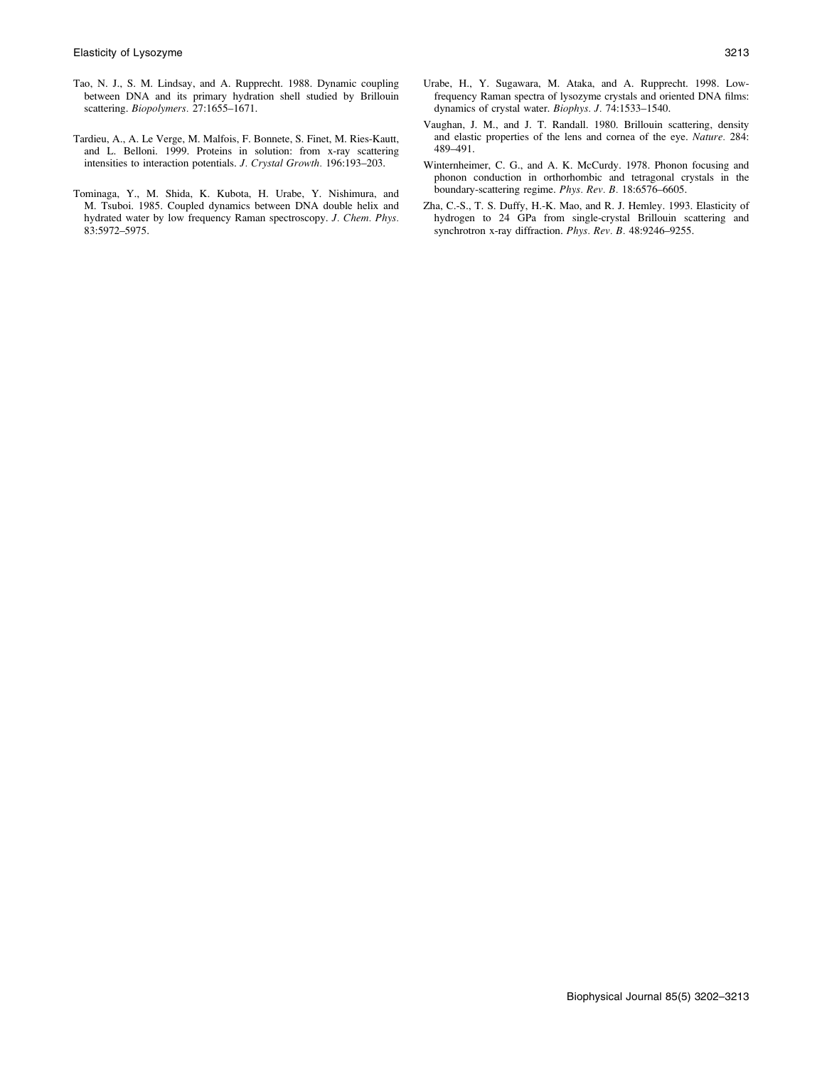Tao, N. J., S. M. Lindsay, and A. Rupprecht. 1988. Dynamic coupling between DNA and its primary hydration shell studied by Brillouin scattering. *Biopolymers*. 27:1655–1671.

Tardieu, A., A. Le Verge, M. Malfois, F. Bonnete, S. Finet, M. Ries-Kautt, and L. Belloni. 1999. Proteins in solution: from x-ray scattering intensities to interaction potentials. *J. Crystal Growth*. 196:193–203.

Tominaga, Y., M. Shida, K. Kubota, H. Urabe, Y. Nishimura, and M. Tsuboi. 1985. Coupled dynamics between DNA double helix and hydrated water by low frequency Raman spectroscopy. *J. Chem. Phys.* 83:5972–5975.

Urabe, H., Y. Sugawara, M. Ataka, and A. Rupprecht. 1998. Low-frequency Raman spectra of lysozyme crystals and oriented DNA films: dynamics of crystal water. *Biophys. J.* 74:1533–1540.

Vaughan, J. M., and J. T. Randall. 1980. Brillouin scattering, density and elastic properties of the lens and cornea of the eye. *Nature*. 284: 489–491.

Winternheimer, C. G., and A. K. McCurdy. 1978. Phonon focusing and phonon conduction in orthorhombic and tetragonal crystals in the boundary-scattering regime. *Phys. Rev. B*. 18:6576–6605.

Zha, C.-S., T. S. Duffy, H.-K. Mao, and R. J. Hemley. 1993. Elasticity of hydrogen to 24 GPa from single-crystal Brillouin scattering and synchrotron x-ray diffraction. *Phys. Rev. B*. 48:9246–9255.